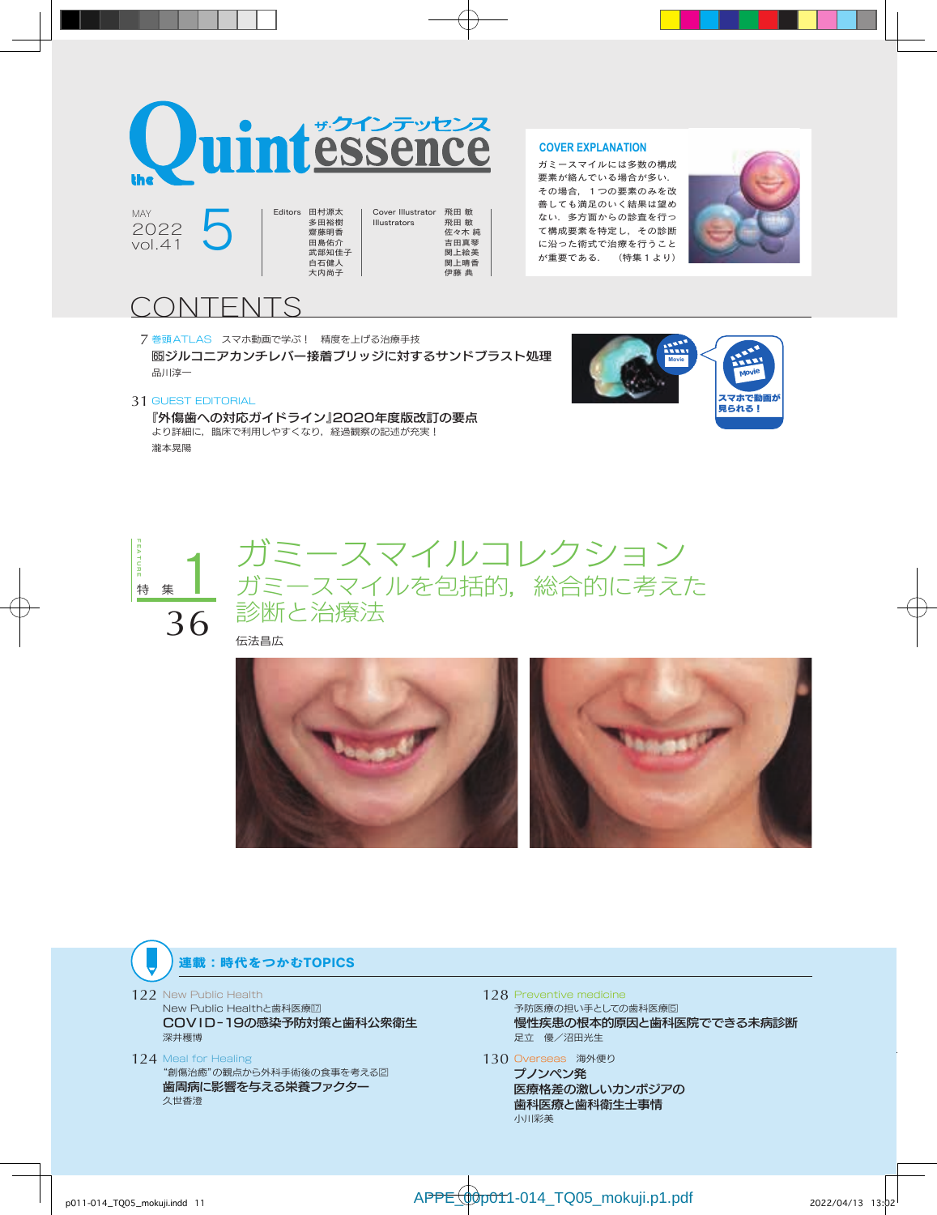# the Quintessence ザ・クインテッセンス

MAY 2022 vol.41 5

Editors 田村源太 多田裕樹 齋藤明香 田島佑介 武部知佳子 白石健人 大内尚子

Cover Illustrator 飛田 敏
Illustrators 飛田 敏 佐々木 純 吉田真琴 関上絵美 関上晴香 伊藤 典

**COVER EXPLANATION**

ガミースマイルには多数の構成要素が絡んでいる場合が多い．その場合，１つの要素のみを改善しても満足のいく結果は望めない．多方面からの診査を行って構成要素を特定し，その診断に沿った術式で治療を行うことが重要である．　（特集１より）

## CONTENTS

7 巻頭ATLAS　スマホ動画で学ぶ！　精度を上げる治療手技
**65 ジルコニアカンチレバー接着ブリッジに対するサンドブラスト処理**
品川淳一

スマホで動画が見られる！

31 GUEST EDITORIAL
**『外傷歯への対応ガイドライン』2020年度版改訂の要点**
より詳細に，臨床で利用しやすくなり，経過観察の記述が充実！
瀧本晃陽

## FEATURE 特集 1　36

# ガミースマイルコレクション
## ガミースマイルを包括的，総合的に考えた診断と治療法

伝法昌広

## 連載：時代をつかむTOPICS

122 New Public Health
New Public Healthと歯科医療⑰
**COVID-19の感染予防対策と歯科公衆衛生**
深井穫博

124 Meal for Healing
"創傷治癒"の観点から外科手術後の食事を考える②
**歯周病に影響を与える栄養ファクター**
久世香澄

128 Preventive medicine
予防医療の担い手としての歯科医療⑤
**慢性疾患の根本的原因と歯科医院でできる未病診断**
足立　優／沼田光生

130 Overseas　海外便り
**プノンペン発**
**医療格差の激しいカンボジアの歯科医療と歯科衛生士事情**
小川彩美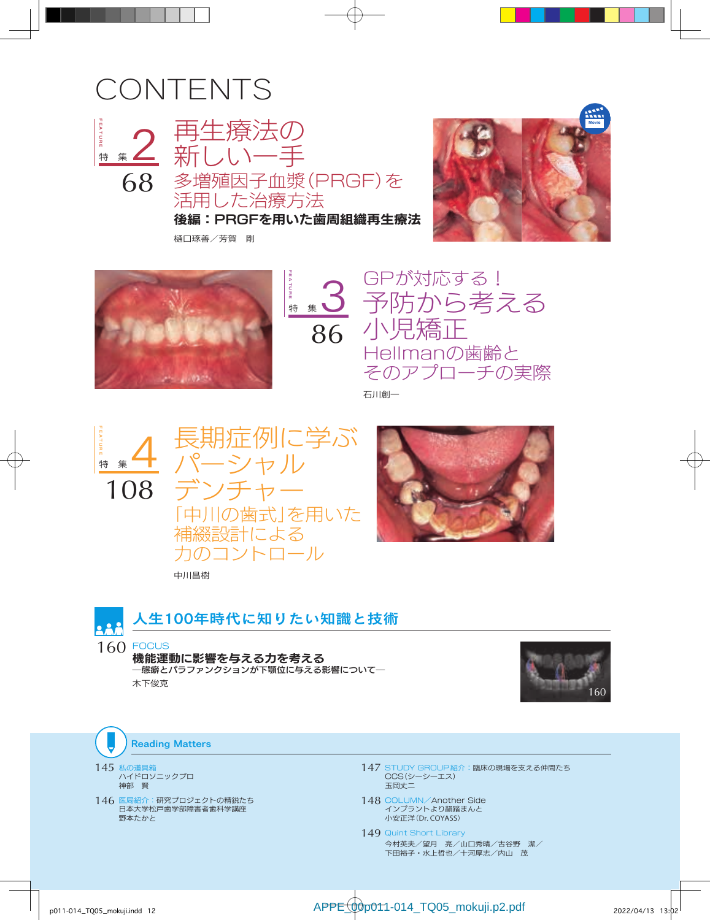# CONTENTS

## 特集2 68

## 再生療法の新しい一手

### 多増殖因子血漿（PRGF）を活用した治療方法

**後編：PRGFを用いた歯周組織再生療法**

樋口琢善／芳賀　剛

## 特集3 86

## GPが対応する！予防から考える小児矯正

### Hellmanの歯齢とそのアプローチの実際

石川創一

## 特集4 108

## 長期症例に学ぶパーシャルデンチャー

### 「中川の歯式」を用いた補綴設計による力のコントロール

中川昌樹

## 人生100年時代に知りたい知識と技術

160 FOCUS

**機能運動に影響を与える力を考える**

―態癖とパラファンクションが下顎位に与える影響について―

木下俊克

## Reading Matters

145 私の道具箱
ハイドロソニックプロ
神部　賢

146 医局紹介：研究プロジェクトの精鋭たち
日本大学松戸歯学部障害者歯科学講座
野本たかと

147 STUDY GROUP紹介：臨床の現場を支える仲間たち
CCS（シーシーエス）
玉岡丈二

148 COLUMN／Another Side
インプラントより饂踏まんと
小安正洋（Dr. COYASS）

149 Quint Short Library
今村英夫／望月　亮／山口秀晴／古谷野　潔／
下田裕子・水上哲也／十河厚志／内山　茂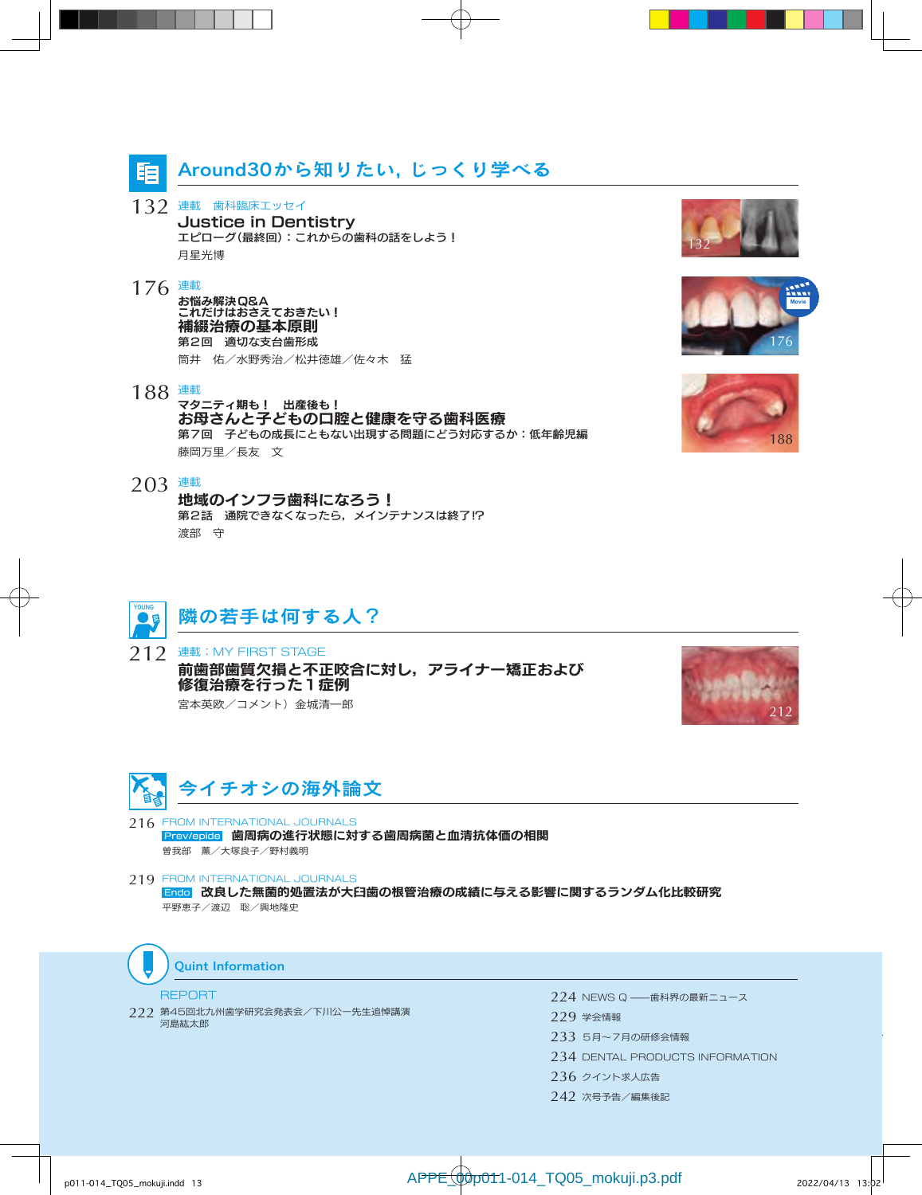## Around30から知りたい，じっくり学べる

132 連載　歯科臨床エッセイ
**Justice in Dentistry**
エピローグ(最終回)：これからの歯科の話をしよう！
月星光博

176 連載
お悩み解決Q&A
これだけはおさえておきたい！
**補綴治療の基本原則**
第２回　適切な支台歯形成
筒井　佑／水野秀治／松井徳雄／佐々木　猛

188 連載
マタニティ期も！　出産後も！
**お母さんと子どもの口腔と健康を守る歯科医療**
第７回　子どもの成長にともない出現する問題にどう対応するか：低年齢児編
藤岡万里／長友　文

203 連載
**地域のインフラ歯科になろう！**
第２話　通院できなくなったら，メインテナンスは終了!?
渡部　守

## 隣の若手は何する人？

212 連載：MY FIRST STAGE
**前歯部歯質欠損と不正咬合に対し，アライナー矯正および修復治療を行った１症例**
宮本英欧／コメント）金城清一郎

## 今イチオシの海外論文

216 FROM INTERNATIONAL JOURNALS
Prev/epide **歯周病の進行状態に対する歯周病菌と血清抗体価の相関**
曽我部　薫／大塚良子／野村義明

219 FROM INTERNATIONAL JOURNALS
Endo **改良した無菌的処置法が大臼歯の根管治療の成績に与える影響に関するランダム化比較研究**
平野恵子／渡辺　聡／興地隆史

## Quint Information

REPORT
222 第45回北九州歯学研究会発表会／下川公一先生追悼講演
河島紘太郎

224 NEWS Q ――歯科界の最新ニュース
229 学会情報
233 ５月〜７月の研修会情報
234 DENTAL PRODUCTS INFORMATION
236 クイント求人広告
242 次号予告／編集後記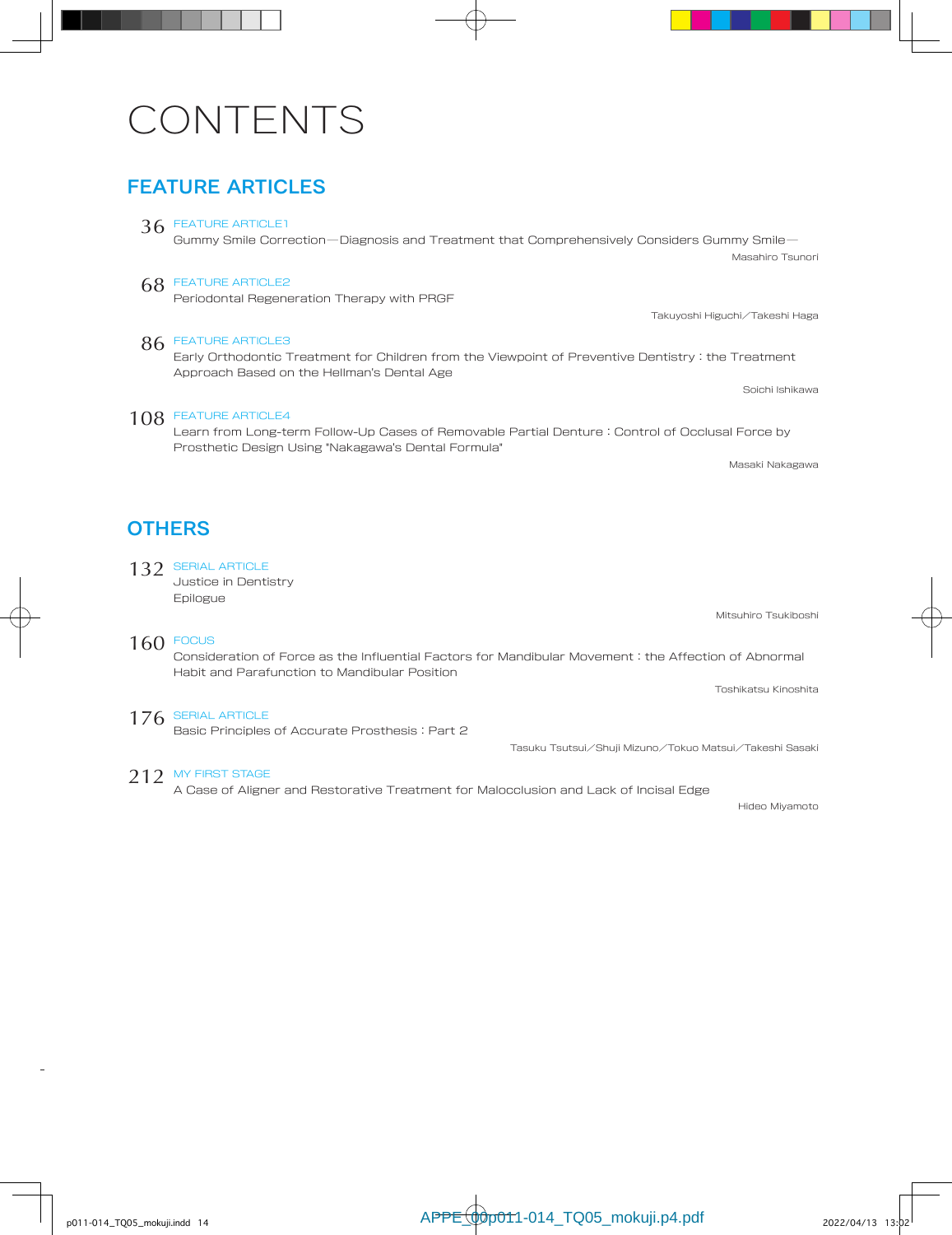# CONTENTS

## FEATURE ARTICLES

36 FEATURE ARTICLE1
Gummy Smile Correction—Diagnosis and Treatment that Comprehensively Considers Gummy Smile—
Masahiro Tsunori

68 FEATURE ARTICLE2
Periodontal Regeneration Therapy with PRGF
Takuyoshi Higuchi／Takeshi Haga

86 FEATURE ARTICLE3
Early Orthodontic Treatment for Children from the Viewpoint of Preventive Dentistry : the Treatment Approach Based on the Hellman's Dental Age
Soichi Ishikawa

108 FEATURE ARTICLE4
Learn from Long-term Follow-Up Cases of Removable Partial Denture : Control of Occlusal Force by Prosthetic Design Using "Nakagawa's Dental Formula"
Masaki Nakagawa

## OTHERS

132 SERIAL ARTICLE
Justice in Dentistry
Epilogue
Mitsuhiro Tsukiboshi

160 FOCUS
Consideration of Force as the Influential Factors for Mandibular Movement : the Affection of Abnormal Habit and Parafunction to Mandibular Position
Toshikatsu Kinoshita

176 SERIAL ARTICLE
Basic Principles of Accurate Prosthesis : Part 2
Tasuku Tsutsui／Shuji Mizuno／Tokuo Matsui／Takeshi Sasaki

212 MY FIRST STAGE
A Case of Aligner and Restorative Treatment for Malocclusion and Lack of Incisal Edge
Hideo Miyamoto